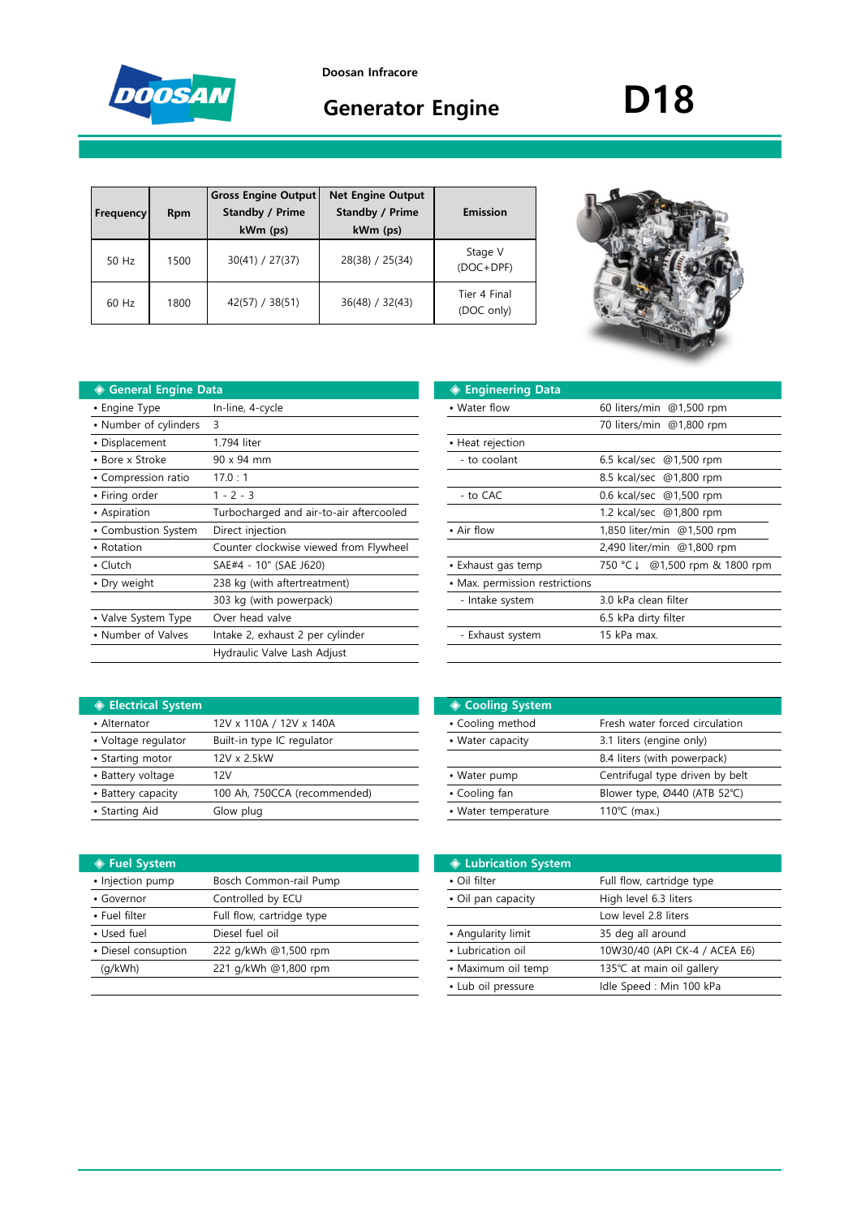Doosan Infracore

# Generator Engine

# D18

| Frequency | Rpm | Gross Engine Output Standby / Prime kWm (ps) | Net Engine Output Standby / Prime kWm (ps) | Emission |
|---|---|---|---|---|
| 50 Hz | 1500 | 30(41) / 27(37) | 28(38) / 25(34) | Stage V (DOC+DPF) |
| 60 Hz | 1800 | 42(57) / 38(51) | 36(48) / 32(43) | Tier 4 Final (DOC only) |

## ◈ General Engine Data

| | |
|---|---|
| • Engine Type | In-line, 4-cycle |
| • Number of cylinders | 3 |
| • Displacement | 1.794 liter |
| • Bore x Stroke | 90 x 94 mm |
| • Compression ratio | 17.0 : 1 |
| • Firing order | 1 - 2 - 3 |
| • Aspiration | Turbocharged and air-to-air aftercooled |
| • Combustion System | Direct injection |
| • Rotation | Counter clockwise viewed from Flywheel |
| • Clutch | SAE#4 - 10" (SAE J620) |
| • Dry weight | 238 kg (with aftertreatment) |
| | 303 kg (with powerpack) |
| • Valve System Type | Over head valve |
| • Number of Valves | Intake 2, exhaust 2 per cylinder |
| | Hydraulic Valve Lash Adjust |

## ◈ Engineering Data

| | |
|---|---|
| • Water flow | 60 liters/min @1,500 rpm |
| | 70 liters/min @1,800 rpm |
| • Heat rejection | |
| - to coolant | 6.5 kcal/sec @1,500 rpm |
| | 8.5 kcal/sec @1,800 rpm |
| - to CAC | 0.6 kcal/sec @1,500 rpm |
| | 1.2 kcal/sec @1,800 rpm |
| • Air flow | 1,850 liter/min @1,500 rpm |
| | 2,490 liter/min @1,800 rpm |
| • Exhaust gas temp | 750 °C↓ @1,500 rpm & 1800 rpm |
| • Max. permission restrictions | |
| - Intake system | 3.0 kPa clean filter |
| | 6.5 kPa dirty filter |
| - Exhaust system | 15 kPa max. |

## ◈ Electrical System

| | |
|---|---|
| • Alternator | 12V x 110A / 12V x 140A |
| • Voltage regulator | Built-in type IC regulator |
| • Starting motor | 12V x 2.5kW |
| • Battery voltage | 12V |
| • Battery capacity | 100 Ah, 750CCA (recommended) |
| • Starting Aid | Glow plug |

## ◈ Cooling System

| | |
|---|---|
| • Cooling method | Fresh water forced circulation |
| • Water capacity | 3.1 liters (engine only) |
| | 8.4 liters (with powerpack) |
| • Water pump | Centrifugal type driven by belt |
| • Cooling fan | Blower type, Ø440 (ATB 52℃) |
| • Water temperature | 110℃ (max.) |

## ◈ Fuel System

| | |
|---|---|
| • Injection pump | Bosch Common-rail Pump |
| • Governor | Controlled by ECU |
| • Fuel filter | Full flow, cartridge type |
| • Used fuel | Diesel fuel oil |
| • Diesel consuption | 222 g/kWh @1,500 rpm |
| (g/kWh) | 221 g/kWh @1,800 rpm |

## ◈ Lubrication System

| | |
|---|---|
| • Oil filter | Full flow, cartridge type |
| • Oil pan capacity | High level 6.3 liters |
| | Low level 2.8 liters |
| • Angularity limit | 35 deg all around |
| • Lubrication oil | 10W30/40 (API CK-4 / ACEA E6) |
| • Maximum oil temp | 135℃ at main oil gallery |
| • Lub oil pressure | Idle Speed : Min 100 kPa |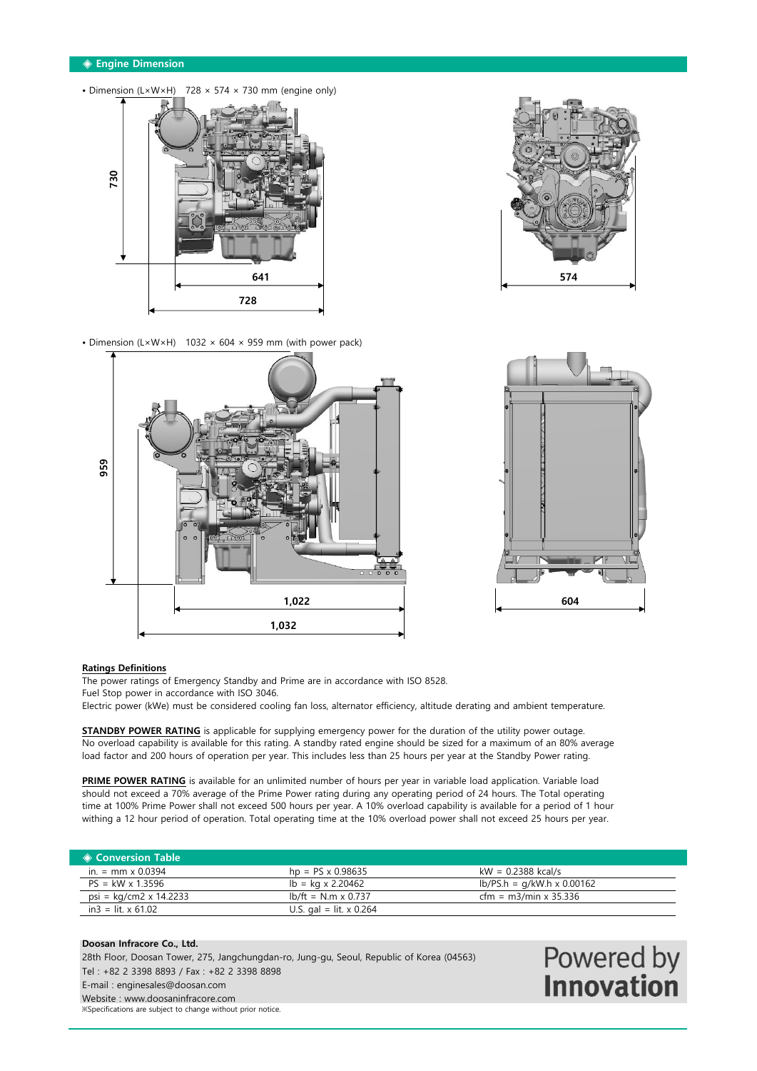## ◈ Engine Dimension

• Dimension (L×W×H) 728 × 574 × 730 mm (engine only)

730

641

728

574

• Dimension (L×W×H) 1032 × 604 × 959 mm (with power pack)

959

1,022

1,032

604

**Ratings Definitions**

The power ratings of Emergency Standby and Prime are in accordance with ISO 8528.
Fuel Stop power in accordance with ISO 3046.
Electric power (kWe) must be considered cooling fan loss, alternator efficiency, altitude derating and ambient temperature.

**STANDBY POWER RATING** is applicable for supplying emergency power for the duration of the utility power outage. No overload capability is available for this rating. A standby rated engine should be sized for a maximum of an 80% average load factor and 200 hours of operation per year. This includes less than 25 hours per year at the Standby Power rating.

**PRIME POWER RATING** is available for an unlimited number of hours per year in variable load application. Variable load should not exceed a 70% average of the Prime Power rating during any operating period of 24 hours. The Total operating time at 100% Prime Power shall not exceed 500 hours per year. A 10% overload capability is available for a period of 1 hour withing a 12 hour period of operation. Total operating time at the 10% overload power shall not exceed 25 hours per year.

## ◈ Conversion Table

| | | |
|---|---|---|
| in. = mm x 0.0394 | hp = PS x 0.98635 | kW = 0.2388 kcal/s |
| PS = kW x 1.3596 | lb = kg x 2.20462 | lb/PS.h = g/kW.h x 0.00162 |
| psi = kg/cm2 x 14.2233 | lb/ft = N.m x 0.737 | cfm = m3/min x 35.336 |
| in3 = lit. x 61.02 | U.S. gal = lit. x 0.264 | |

**Doosan Infracore Co., Ltd.**
28th Floor, Doosan Tower, 275, Jangchungdan-ro, Jung-gu, Seoul, Republic of Korea (04563)
Tel : +82 2 3398 8893 / Fax : +82 2 3398 8898
E-mail : enginesales@doosan.com
Website : www.doosaninfracore.com
※Specifications are subject to change without prior notice.

Powered by **Innovation**